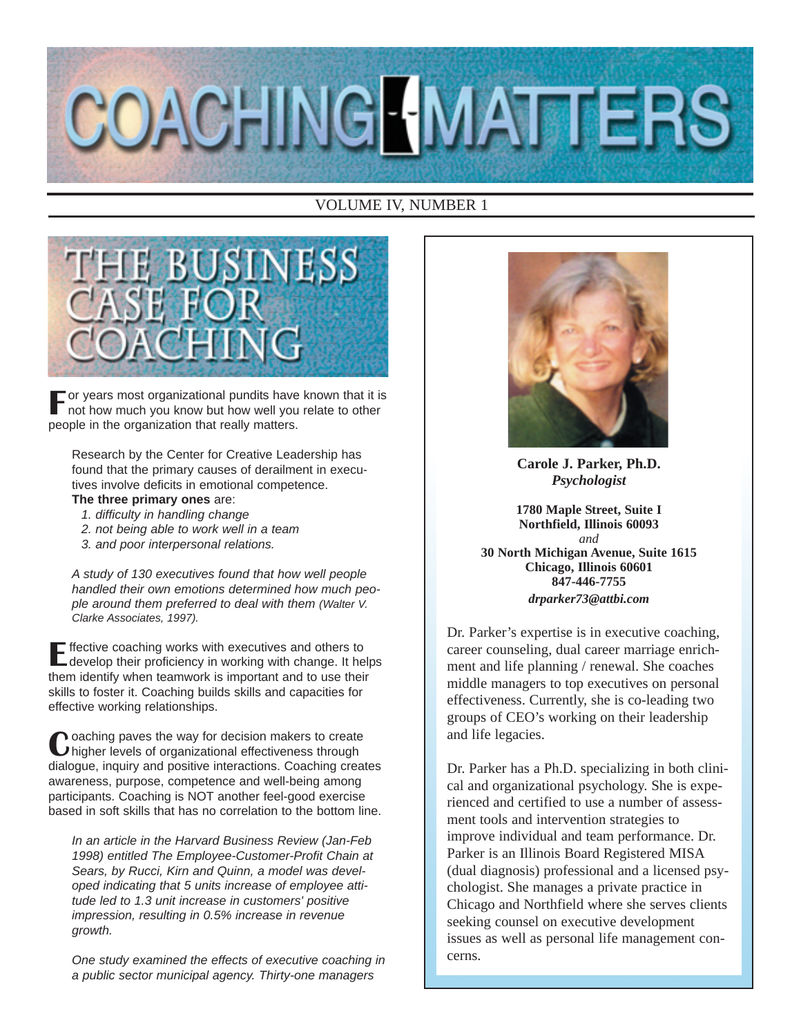# COACHING MATTERS

VOLUME IV, NUMBER 1

## THE BUSINESS CASE FOR COACHING

For years most organizational pundits have known that it is not how much you know but how well you relate to other people in the organization that really matters.

> Research by the Center for Creative Leadership has found that the primary causes of derailment in executives involve deficits in emotional competence. **The three primary ones** are:
>
> 1. *difficulty in handling change*
> 2. *not being able to work well in a team*
> 3. *and poor interpersonal relations.*
>
> *A study of 130 executives found that how well people handled their own emotions determined how much people around them preferred to deal with them (Walter V. Clarke Associates, 1997).*

Effective coaching works with executives and others to develop their proficiency in working with change. It helps them identify when teamwork is important and to use their skills to foster it. Coaching builds skills and capacities for effective working relationships.

Coaching paves the way for decision makers to create higher levels of organizational effectiveness through dialogue, inquiry and positive interactions. Coaching creates awareness, purpose, competence and well-being among participants. Coaching is NOT another feel-good exercise based in soft skills that has no correlation to the bottom line.

> *In an article in the Harvard Business Review (Jan-Feb 1998) entitled The Employee-Customer-Profit Chain at Sears, by Rucci, Kirn and Quinn, a model was developed indicating that 5 units increase of employee attitude led to 1.3 unit increase in customers' positive impression, resulting in 0.5% increase in revenue growth.*
>
> *One study examined the effects of executive coaching in a public sector municipal agency. Thirty-one managers*

---

**Carole J. Parker, Ph.D.**
***Psychologist***

**1780 Maple Street, Suite I**
**Northfield, Illinois 60093**
*and*
**30 North Michigan Avenue, Suite 1615**
**Chicago, Illinois 60601**
**847-446-7755**
***drparker73@attbi.com***

Dr. Parker's expertise is in executive coaching, career counseling, dual career marriage enrichment and life planning / renewal. She coaches middle managers to top executives on personal effectiveness. Currently, she is co-leading two groups of CEO's working on their leadership and life legacies.

Dr. Parker has a Ph.D. specializing in both clinical and organizational psychology. She is experienced and certified to use a number of assessment tools and intervention strategies to improve individual and team performance. Dr. Parker is an Illinois Board Registered MISA (dual diagnosis) professional and a licensed psychologist. She manages a private practice in Chicago and Northfield where she serves clients seeking counsel on executive development issues as well as personal life management concerns.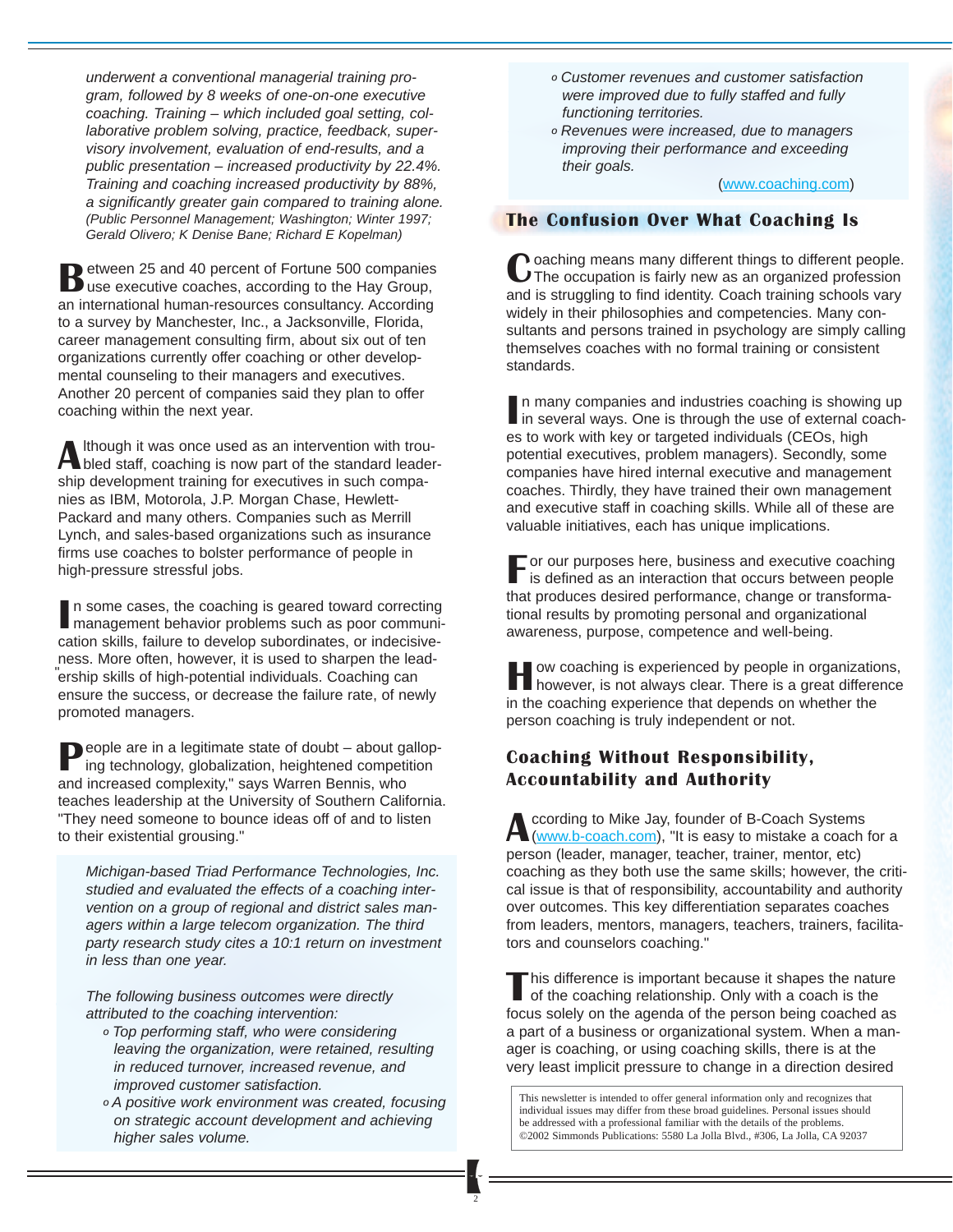*underwent a conventional managerial training program, followed by 8 weeks of one-on-one executive coaching. Training – which included goal setting, collaborative problem solving, practice, feedback, supervisory involvement, evaluation of end-results, and a public presentation – increased productivity by 22.4%. Training and coaching increased productivity by 88%, a significantly greater gain compared to training alone.* *(Public Personnel Management; Washington; Winter 1997; Gerald Olivero; K Denise Bane; Richard E Kopelman)*

Between 25 and 40 percent of Fortune 500 companies use executive coaches, according to the Hay Group, an international human-resources consultancy. According to a survey by Manchester, Inc., a Jacksonville, Florida, career management consulting firm, about six out of ten organizations currently offer coaching or other developmental counseling to their managers and executives. Another 20 percent of companies said they plan to offer coaching within the next year.

Although it was once used as an intervention with troubled staff, coaching is now part of the standard leadership development training for executives in such companies as IBM, Motorola, J.P. Morgan Chase, Hewlett-Packard and many others. Companies such as Merrill Lynch, and sales-based organizations such as insurance firms use coaches to bolster performance of people in high-pressure stressful jobs.

In some cases, the coaching is geared toward correcting management behavior problems such as poor communication skills, failure to develop subordinates, or indecisiveness. More often, however, it is used to sharpen the leadership skills of high-potential individuals. Coaching can ensure the success, or decrease the failure rate, of newly promoted managers.

People are in a legitimate state of doubt – about galloping technology, globalization, heightened competition and increased complexity," says Warren Bennis, who teaches leadership at the University of Southern California. "They need someone to bounce ideas off of and to listen to their existential grousing."

*Michigan-based Triad Performance Technologies, Inc. studied and evaluated the effects of a coaching intervention on a group of regional and district sales managers within a large telecom organization. The third party research study cites a 10:1 return on investment in less than one year.*

*The following business outcomes were directly attributed to the coaching intervention:*

- *Top performing staff, who were considering leaving the organization, were retained, resulting in reduced turnover, increased revenue, and improved customer satisfaction.*
- *A positive work environment was created, focusing on strategic account development and achieving higher sales volume.*
- *Customer revenues and customer satisfaction were improved due to fully staffed and fully functioning territories.*
- *Revenues were increased, due to managers improving their performance and exceeding their goals.*

(www.coaching.com)

## The Confusion Over What Coaching Is

Coaching means many different things to different people. The occupation is fairly new as an organized profession and is struggling to find identity. Coach training schools vary widely in their philosophies and competencies. Many consultants and persons trained in psychology are simply calling themselves coaches with no formal training or consistent standards.

In many companies and industries coaching is showing up in several ways. One is through the use of external coaches to work with key or targeted individuals (CEOs, high potential executives, problem managers). Secondly, some companies have hired internal executive and management coaches. Thirdly, they have trained their own management and executive staff in coaching skills. While all of these are valuable initiatives, each has unique implications.

For our purposes here, business and executive coaching is defined as an interaction that occurs between people that produces desired performance, change or transformational results by promoting personal and organizational awareness, purpose, competence and well-being.

How coaching is experienced by people in organizations, however, is not always clear. There is a great difference in the coaching experience that depends on whether the person coaching is truly independent or not.

## Coaching Without Responsibility, Accountability and Authority

According to Mike Jay, founder of B-Coach Systems (www.b-coach.com), "It is easy to mistake a coach for a person (leader, manager, teacher, trainer, mentor, etc) coaching as they both use the same skills; however, the critical issue is that of responsibility, accountability and authority over outcomes. This key differentiation separates coaches from leaders, mentors, managers, teachers, trainers, facilitators and counselors coaching."

This difference is important because it shapes the nature of the coaching relationship. Only with a coach is the focus solely on the agenda of the person being coached as a part of a business or organizational system. When a manager is coaching, or using coaching skills, there is at the very least implicit pressure to change in a direction desired

This newsletter is intended to offer general information only and recognizes that individual issues may differ from these broad guidelines. Personal issues should be addressed with a professional familiar with the details of the problems. ©2002 Simmonds Publications: 5580 La Jolla Blvd., #306, La Jolla, CA 92037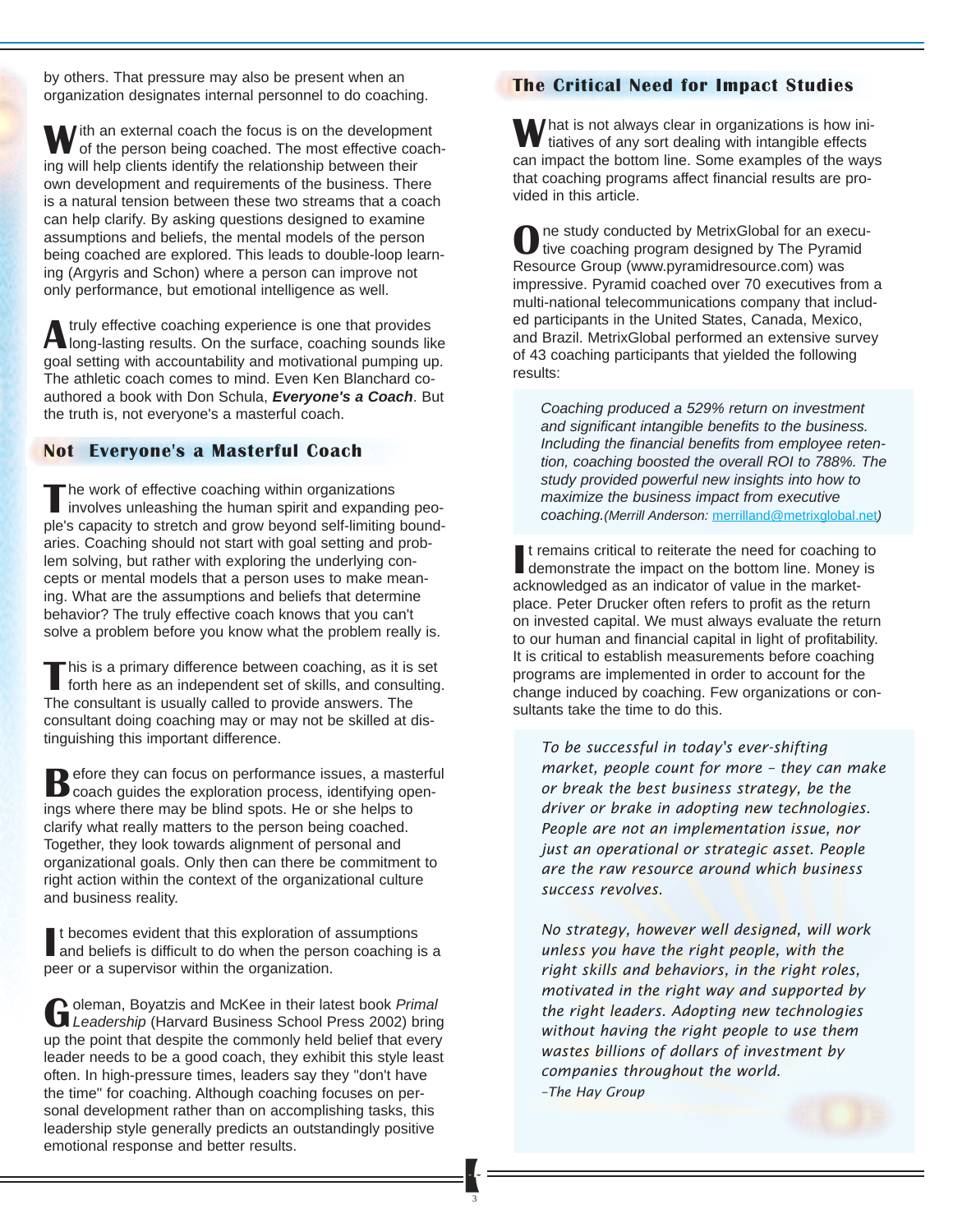by others. That pressure may also be present when an organization designates internal personnel to do coaching.

With an external coach the focus is on the development of the person being coached. The most effective coaching will help clients identify the relationship between their own development and requirements of the business. There is a natural tension between these two streams that a coach can help clarify. By asking questions designed to examine assumptions and beliefs, the mental models of the person being coached are explored. This leads to double-loop learning (Argyris and Schon) where a person can improve not only performance, but emotional intelligence as well.

A truly effective coaching experience is one that provides long-lasting results. On the surface, coaching sounds like goal setting with accountability and motivational pumping up. The athletic coach comes to mind. Even Ken Blanchard co-authored a book with Don Schula, ***Everyone's a Coach***. But the truth is, not everyone's a masterful coach.

## Not Everyone's a Masterful Coach

The work of effective coaching within organizations involves unleashing the human spirit and expanding people's capacity to stretch and grow beyond self-limiting boundaries. Coaching should not start with goal setting and problem solving, but rather with exploring the underlying concepts or mental models that a person uses to make meaning. What are the assumptions and beliefs that determine behavior? The truly effective coach knows that you can't solve a problem before you know what the problem really is.

This is a primary difference between coaching, as it is set forth here as an independent set of skills, and consulting. The consultant is usually called to provide answers. The consultant doing coaching may or may not be skilled at distinguishing this important difference.

Before they can focus on performance issues, a masterful coach guides the exploration process, identifying openings where there may be blind spots. He or she helps to clarify what really matters to the person being coached. Together, they look towards alignment of personal and organizational goals. Only then can there be commitment to right action within the context of the organizational culture and business reality.

It becomes evident that this exploration of assumptions and beliefs is difficult to do when the person coaching is a peer or a supervisor within the organization.

Goleman, Boyatzis and McKee in their latest book *Primal Leadership* (Harvard Business School Press 2002) bring up the point that despite the commonly held belief that every leader needs to be a good coach, they exhibit this style least often. In high-pressure times, leaders say they "don't have the time" for coaching. Although coaching focuses on personal development rather than on accomplishing tasks, this leadership style generally predicts an outstandingly positive emotional response and better results.

## The Critical Need for Impact Studies

What is not always clear in organizations is how initiatives of any sort dealing with intangible effects can impact the bottom line. Some examples of the ways that coaching programs affect financial results are provided in this article.

One study conducted by MetrixGlobal for an executive coaching program designed by The Pyramid Resource Group (www.pyramidresource.com) was impressive. Pyramid coached over 70 executives from a multi-national telecommunications company that included participants in the United States, Canada, Mexico, and Brazil. MetrixGlobal performed an extensive survey of 43 coaching participants that yielded the following results:

> *Coaching produced a 529% return on investment and significant intangible benefits to the business. Including the financial benefits from employee retention, coaching boosted the overall ROI to 788%. The study provided powerful new insights into how to maximize the business impact from executive coaching.* (*Merrill Anderson:* merrilland@metrixglobal.net)

It remains critical to reiterate the need for coaching to demonstrate the impact on the bottom line. Money is acknowledged as an indicator of value in the marketplace. Peter Drucker often refers to profit as the return on invested capital. We must always evaluate the return to our human and financial capital in light of profitability. It is critical to establish measurements before coaching programs are implemented in order to account for the change induced by coaching. Few organizations or consultants take the time to do this.

> *To be successful in today's ever-shifting market, people count for more – they can make or break the best business strategy, be the driver or brake in adopting new technologies. People are not an implementation issue, nor just an operational or strategic asset. People are the raw resource around which business success revolves.*
>
> *No strategy, however well designed, will work unless you have the right people, with the right skills and behaviors, in the right roles, motivated in the right way and supported by the right leaders. Adopting new technologies without having the right people to use them wastes billions of dollars of investment by companies throughout the world.*
>
> *–The Hay Group*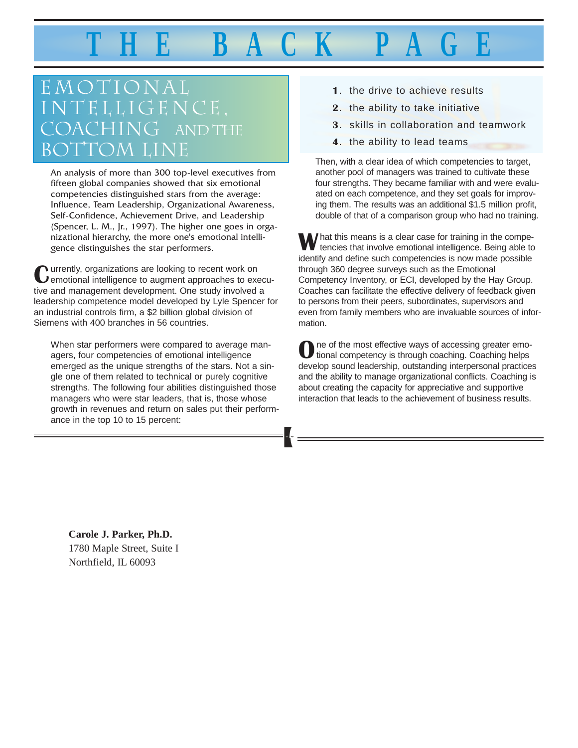# THE BACK PAGE

## Emotional Intelligence, Coaching and the Bottom Line

An analysis of more than 300 top-level executives from fifteen global companies showed that six emotional competencies distinguished stars from the average: Influence, Team Leadership, Organizational Awareness, Self-Confidence, Achievement Drive, and Leadership (Spencer, L. M., Jr., 1997). The higher one goes in organizational hierarchy, the more one's emotional intelligence distinguishes the star performers.

Currently, organizations are looking to recent work on emotional intelligence to augment approaches to executive and management development. One study involved a leadership competence model developed by Lyle Spencer for an industrial controls firm, a $2 billion global division of Siemens with 400 branches in 56 countries.

When star performers were compared to average managers, four competencies of emotional intelligence emerged as the unique strengths of the stars. Not a single one of them related to technical or purely cognitive strengths. The following four abilities distinguished those managers who were star leaders, that is, those whose growth in revenues and return on sales put their performance in the top 10 to 15 percent:

1. the drive to achieve results
2. the ability to take initiative
3. skills in collaboration and teamwork
4. the ability to lead teams

Then, with a clear idea of which competencies to target, another pool of managers was trained to cultivate these four strengths. They became familiar with and were evaluated on each competence, and they set goals for improving them. The results was an additional $1.5 million profit, double of that of a comparison group who had no training.

What this means is a clear case for training in the competencies that involve emotional intelligence. Being able to identify and define such competencies is now made possible through 360 degree surveys such as the Emotional Competency Inventory, or ECI, developed by the Hay Group. Coaches can facilitate the effective delivery of feedback given to persons from their peers, subordinates, supervisors and even from family members who are invaluable sources of information.

One of the most effective ways of accessing greater emotional competency is through coaching. Coaching helps develop sound leadership, outstanding interpersonal practices and the ability to manage organizational conflicts. Coaching is about creating the capacity for appreciative and supportive interaction that leads to the achievement of business results.

**Carole J. Parker, Ph.D.**
1780 Maple Street, Suite I
Northfield, IL 60093